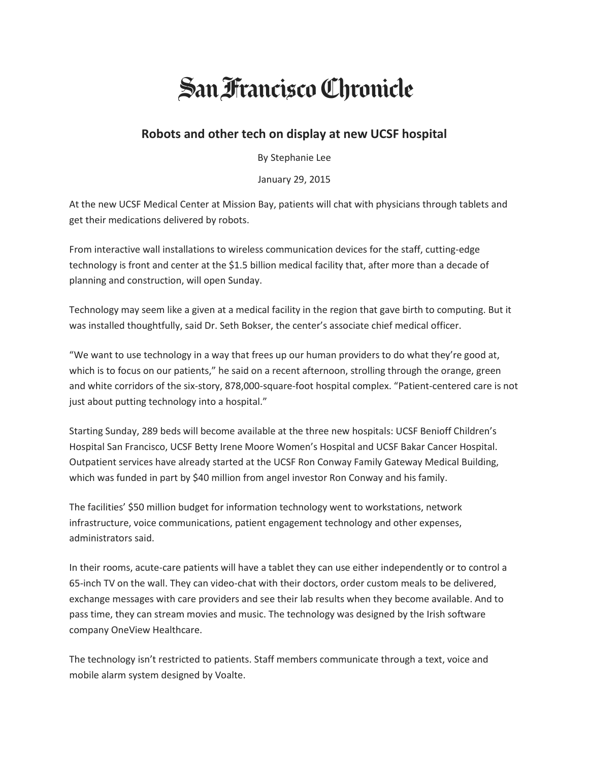# San Francisco Chronicle

## Robots and other tech on display at new UCSF hospital

By Stephanie Lee

January 29, 2015

At the new UCSF Medical Center at Mission Bay, patients will chat with physicians through tablets and get their medications delivered by robots.

From interactive wall installations to wireless communication devices for the staff, cutting-edge technology is front and center at the $1.5 billion medical facility that, after more than a decade of planning and construction, will open Sunday.

Technology may seem like a given at a medical facility in the region that gave birth to computing. But it was installed thoughtfully, said Dr. Seth Bokser, the center's associate chief medical officer.

"We want to use technology in a way that frees up our human providers to do what they're good at, which is to focus on our patients," he said on a recent afternoon, strolling through the orange, green and white corridors of the six-story, 878,000-square-foot hospital complex. "Patient-centered care is not just about putting technology into a hospital."

Starting Sunday, 289 beds will become available at the three new hospitals: UCSF Benioff Children's Hospital San Francisco, UCSF Betty Irene Moore Women's Hospital and UCSF Bakar Cancer Hospital. Outpatient services have already started at the UCSF Ron Conway Family Gateway Medical Building, which was funded in part by $40 million from angel investor Ron Conway and his family.

The facilities' $50 million budget for information technology went to workstations, network infrastructure, voice communications, patient engagement technology and other expenses, administrators said.

In their rooms, acute-care patients will have a tablet they can use either independently or to control a 65-inch TV on the wall. They can video-chat with their doctors, order custom meals to be delivered, exchange messages with care providers and see their lab results when they become available. And to pass time, they can stream movies and music. The technology was designed by the Irish software company OneView Healthcare.

The technology isn't restricted to patients. Staff members communicate through a text, voice and mobile alarm system designed by Voalte.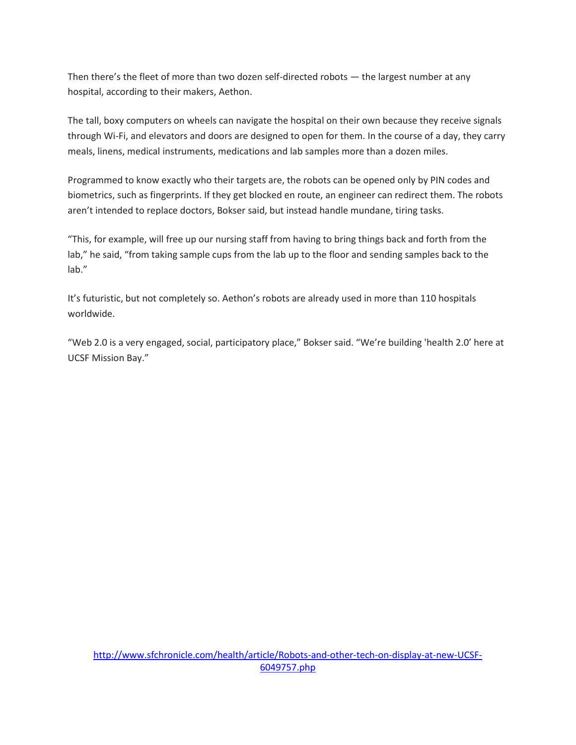Then there's the fleet of more than two dozen self-directed robots — the largest number at any hospital, according to their makers, Aethon.

The tall, boxy computers on wheels can navigate the hospital on their own because they receive signals through Wi-Fi, and elevators and doors are designed to open for them. In the course of a day, they carry meals, linens, medical instruments, medications and lab samples more than a dozen miles.

Programmed to know exactly who their targets are, the robots can be opened only by PIN codes and biometrics, such as fingerprints. If they get blocked en route, an engineer can redirect them. The robots aren't intended to replace doctors, Bokser said, but instead handle mundane, tiring tasks.

"This, for example, will free up our nursing staff from having to bring things back and forth from the lab," he said, "from taking sample cups from the lab up to the floor and sending samples back to the lab."

It's futuristic, but not completely so. Aethon's robots are already used in more than 110 hospitals worldwide.

"Web 2.0 is a very engaged, social, participatory place," Bokser said. "We're building 'health 2.0' here at UCSF Mission Bay."

http://www.sfchronicle.com/health/article/Robots-and-other-tech-on-display-at-new-UCSF-6049757.php